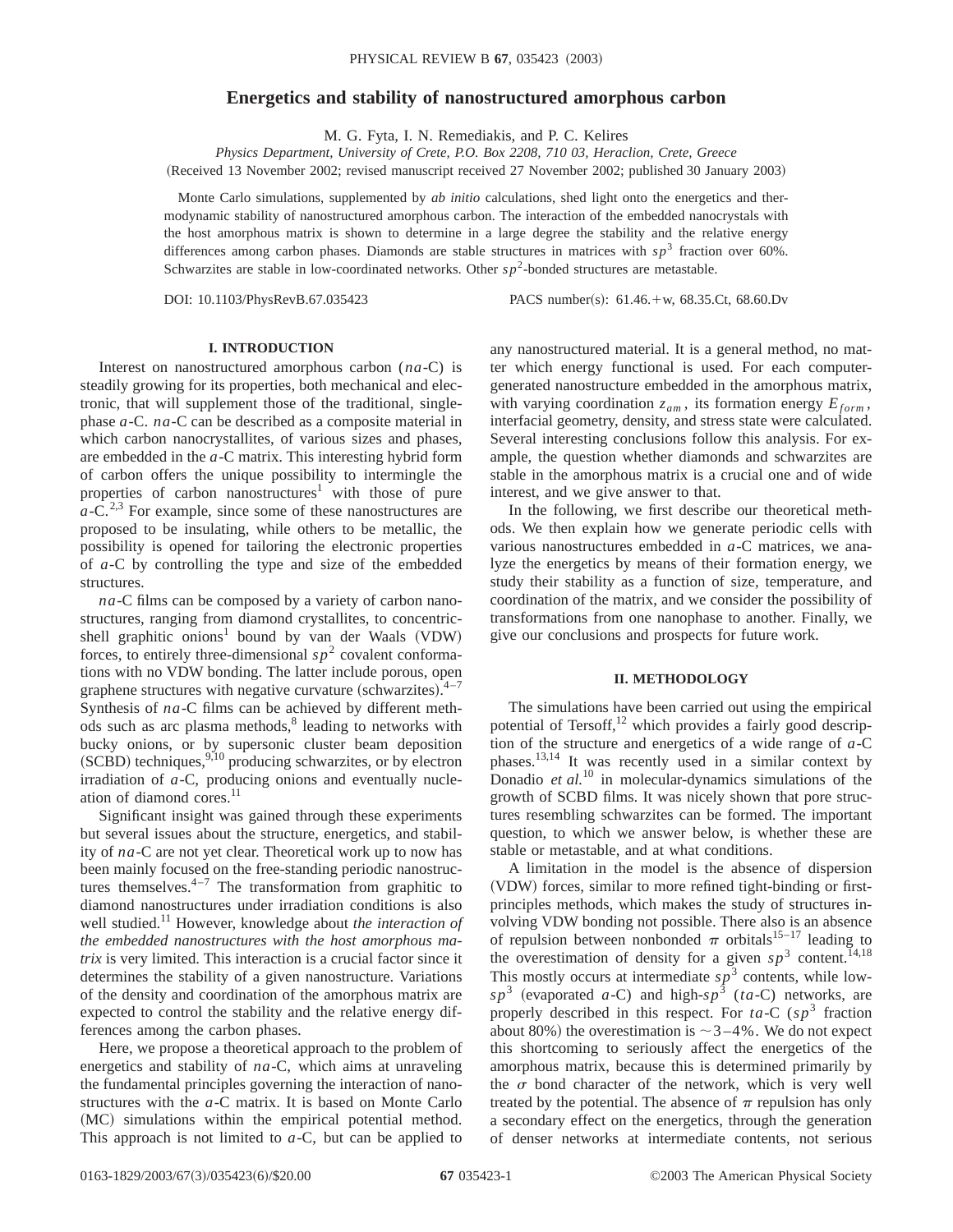# Energetics and stability of nanostructured amorphous carbon

M. G. Fyta, I. N. Remediakis, and P. C. Kelires

*Physics Department, University of Crete, P.O. Box 2208, 710 03, Heraclion, Crete, Greece*

(Received 13 November 2002; revised manuscript received 27 November 2002; published 30 January 2003)

Monte Carlo simulations, supplemented by *ab initio* calculations, shed light onto the energetics and thermodynamic stability of nanostructured amorphous carbon. The interaction of the embedded nanocrystals with the host amorphous matrix is shown to determine in a large degree the stability and the relative energy differences among carbon phases. Diamonds are stable structures in matrices with $sp^3$ fraction over 60%. Schwarzites are stable in low-coordinated networks. Other $sp^2$-bonded structures are metastable.

DOI: 10.1103/PhysRevB.67.035423 PACS number(s): 61.46.+w, 68.35.Ct, 68.60.Dv

## I. INTRODUCTION

Interest on nanostructured amorphous carbon (*na*-C) is steadily growing for its properties, both mechanical and electronic, that will supplement those of the traditional, single-phase *a*-C. *na*-C can be described as a composite material in which carbon nanocrystallites, of various sizes and phases, are embedded in the *a*-C matrix. This interesting hybrid form of carbon offers the unique possibility to intermingle the properties of carbon nanostructures[1] with those of pure *a*-C.[2,3] For example, since some of these nanostructures are proposed to be insulating, while others to be metallic, the possibility is opened for tailoring the electronic properties of *a*-C by controlling the type and size of the embedded structures.

*na*-C films can be composed by a variety of carbon nanostructures, ranging from diamond crystallites, to concentric-shell graphitic onions[1] bound by van der Waals (VDW) forces, to entirely three-dimensional $sp^2$ covalent conformations with no VDW bonding. The latter include porous, open graphene structures with negative curvature (schwarzites).[4–7] Synthesis of *na*-C films can be achieved by different methods such as arc plasma methods,[8] leading to networks with bucky onions, or by supersonic cluster beam deposition (SCBD) techniques,[9,10] producing schwarzites, or by electron irradiation of *a*-C, producing onions and eventually nucleation of diamond cores.[11]

Significant insight was gained through these experiments but several issues about the structure, energetics, and stability of *na*-C are not yet clear. Theoretical work up to now has been mainly focused on the free-standing periodic nanostructures themselves.[4–7] The transformation from graphitic to diamond nanostructures under irradiation conditions is also well studied.[11] However, knowledge about *the interaction of the embedded nanostructures with the host amorphous matrix* is very limited. This interaction is a crucial factor since it determines the stability of a given nanostructure. Variations of the density and coordination of the amorphous matrix are expected to control the stability and the relative energy differences among the carbon phases.

Here, we propose a theoretical approach to the problem of energetics and stability of *na*-C, which aims at unraveling the fundamental principles governing the interaction of nanostructures with the *a*-C matrix. It is based on Monte Carlo (MC) simulations within the empirical potential method. This approach is not limited to *a*-C, but can be applied to any nanostructured material. It is a general method, no matter which energy functional is used. For each computer-generated nanostructure embedded in the amorphous matrix, with varying coordination $z_{am}$, its formation energy $E_{form}$, interfacial geometry, density, and stress state were calculated. Several interesting conclusions follow this analysis. For example, the question whether diamonds and schwarzites are stable in the amorphous matrix is a crucial one and of wide interest, and we give answer to that.

In the following, we first describe our theoretical methods. We then explain how we generate periodic cells with various nanostructures embedded in *a*-C matrices, we analyze the energetics by means of their formation energy, we study their stability as a function of size, temperature, and coordination of the matrix, and we consider the possibility of transformations from one nanophase to another. Finally, we give our conclusions and prospects for future work.

## II. METHODOLOGY

The simulations have been carried out using the empirical potential of Tersoff,[12] which provides a fairly good description of the structure and energetics of a wide range of *a*-C phases.[13,14] It was recently used in a similar context by Donadio *et al.*[10] in molecular-dynamics simulations of the growth of SCBD films. It was nicely shown that pore structures resembling schwarzites can be formed. The important question, to which we answer below, is whether these are stable or metastable, and at what conditions.

A limitation in the model is the absence of dispersion (VDW) forces, similar to more refined tight-binding or first-principles methods, which makes the study of structures involving VDW bonding not possible. There also is an absence of repulsion between nonbonded $\pi$ orbitals[15–17] leading to the overestimation of density for a given $sp^3$ content.[14,18] This mostly occurs at intermediate $sp^3$ contents, while low-$sp^3$ (evaporated *a*-C) and high-$sp^3$ (*ta*-C) networks, are properly described in this respect. For *ta*-C ($sp^3$ fraction about 80%) the overestimation is ~3–4%. We do not expect this shortcoming to seriously affect the energetics of the amorphous matrix, because this is determined primarily by the $\sigma$ bond character of the network, which is very well treated by the potential. The absence of $\pi$ repulsion has only a secondary effect on the energetics, through the generation of denser networks at intermediate contents, not serious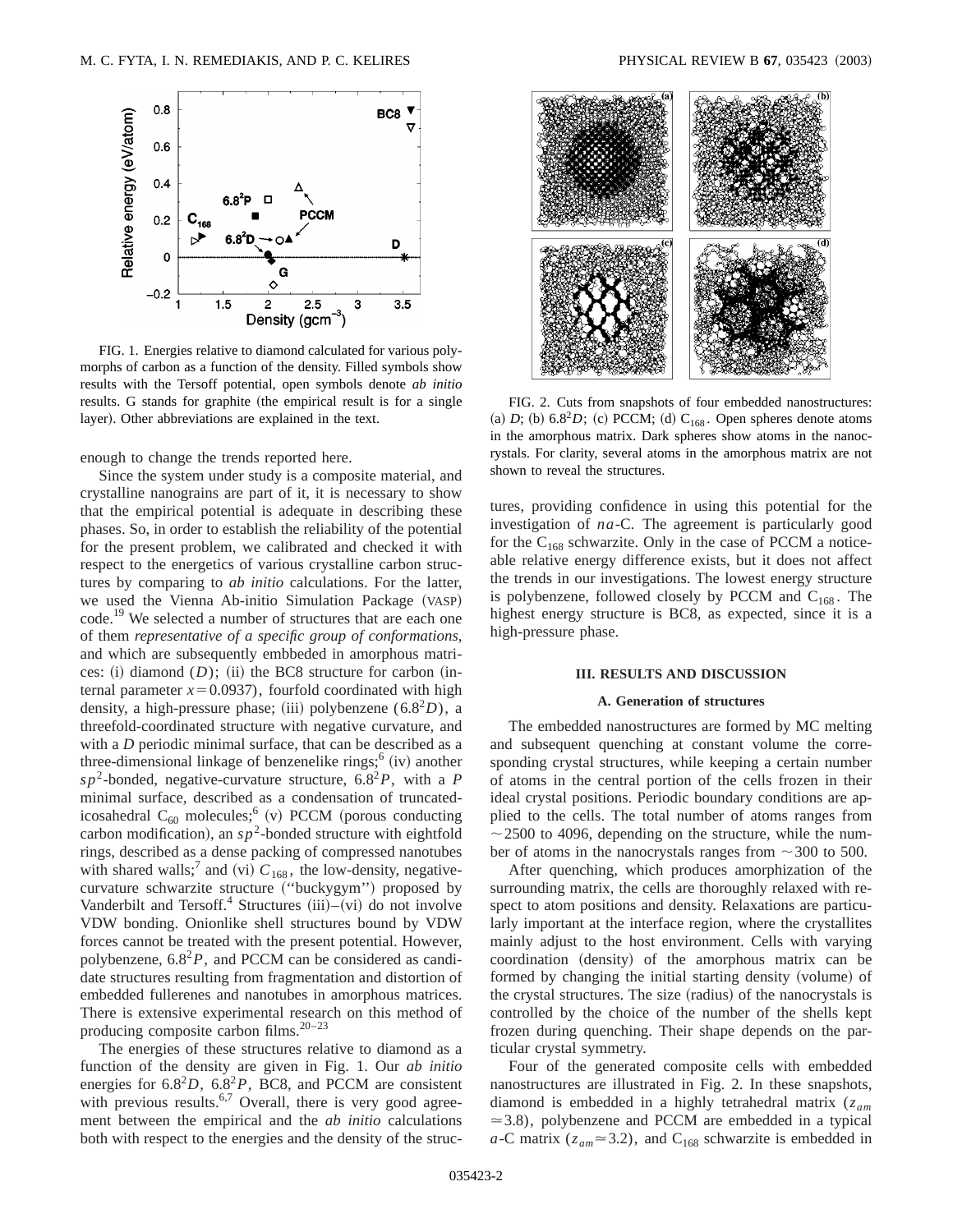FIG. 1. Energies relative to diamond calculated for various polymorphs of carbon as a function of the density. Filled symbols show results with the Tersoff potential, open symbols denote *ab initio* results. G stands for graphite (the empirical result is for a single layer). Other abbreviations are explained in the text.

enough to change the trends reported here.

Since the system under study is a composite material, and crystalline nanograins are part of it, it is necessary to show that the empirical potential is adequate in describing these phases. So, in order to establish the reliability of the potential for the present problem, we calibrated and checked it with respect to the energetics of various crystalline carbon structures by comparing to *ab initio* calculations. For the latter, we used the Vienna Ab-initio Simulation Package (VASP) code.[19] We selected a number of structures that are each one of them *representative of a specific group of conformations*, and which are subsequently embbeded in amorphous matrices: (i) diamond $(D)$; (ii) the BC8 structure for carbon (internal parameter $x=0.0937$), fourfold coordinated with high density, a high-pressure phase; (iii) polybenzene $(6.8^2D)$, a threefold-coordinated structure with negative curvature, and with a $D$ periodic minimal surface, that can be described as a three-dimensional linkage of benzenelike rings;[6] (iv) another $sp^2$-bonded, negative-curvature structure, $6.8^2P$, with a $P$ minimal surface, described as a condensation of truncated-icosahedral $C_{60}$ molecules;[6] (v) PCCM (porous conducting carbon modification), an $sp^2$-bonded structure with eightfold rings, described as a dense packing of compressed nanotubes with shared walls;[7] and (vi) $C_{168}$, the low-density, negative-curvature schwarzite structure ("buckygym") proposed by Vanderbilt and Tersoff.[4] Structures (iii)–(vi) do not involve VDW bonding. Onionlike shell structures bound by VDW forces cannot be treated with the present potential. However, polybenzene, $6.8^2P$, and PCCM can be considered as candidate structures resulting from fragmentation and distortion of embedded fullerenes and nanotubes in amorphous matrices. There is extensive experimental research on this method of producing composite carbon films.[20–23]

The energies of these structures relative to diamond as a function of the density are given in Fig. 1. Our *ab initio* energies for $6.8^2D$, $6.8^2P$, BC8, and PCCM are consistent with previous results.[6,7] Overall, there is very good agreement between the empirical and the *ab initio* calculations both with respect to the energies and the density of the structures, providing confidence in using this potential for the investigation of *na*-C. The agreement is particularly good for the $C_{168}$ schwarzite. Only in the case of PCCM a noticeable relative energy difference exists, but it does not affect the trends in our investigations. The lowest energy structure is polybenzene, followed closely by PCCM and $C_{168}$. The highest energy structure is BC8, as expected, since it is a high-pressure phase.

FIG. 2. Cuts from snapshots of four embedded nanostructures: (a) $D$; (b) $6.8^2D$; (c) PCCM; (d) $C_{168}$. Open spheres denote atoms in the amorphous matrix. Dark spheres show atoms in the nanocrystals. For clarity, several atoms in the amorphous matrix are not shown to reveal the structures.

## III. RESULTS AND DISCUSSION

### A. Generation of structures

The embedded nanostructures are formed by MC melting and subsequent quenching at constant volume the corresponding crystal structures, while keeping a certain number of atoms in the central portion of the cells frozen in their ideal crystal positions. Periodic boundary conditions are applied to the cells. The total number of atoms ranges from $\sim 2500$ to 4096, depending on the structure, while the number of atoms in the nanocrystals ranges from $\sim 300$ to 500.

After quenching, which produces amorphization of the surrounding matrix, the cells are thoroughly relaxed with respect to atom positions and density. Relaxations are particularly important at the interface region, where the crystallites mainly adjust to the host environment. Cells with varying coordination (density) of the amorphous matrix can be formed by changing the initial starting density (volume) of the crystal structures. The size (radius) of the nanocrystals is controlled by the choice of the number of the shells kept frozen during quenching. Their shape depends on the particular crystal symmetry.

Four of the generated composite cells with embedded nanostructures are illustrated in Fig. 2. In these snapshots, diamond is embedded in a highly tetrahedral matrix ($z_{am} \simeq 3.8$), polybenzene and PCCM are embedded in a typical *a*-C matrix ($z_{am} \simeq 3.2$), and $C_{168}$ schwarzite is embedded in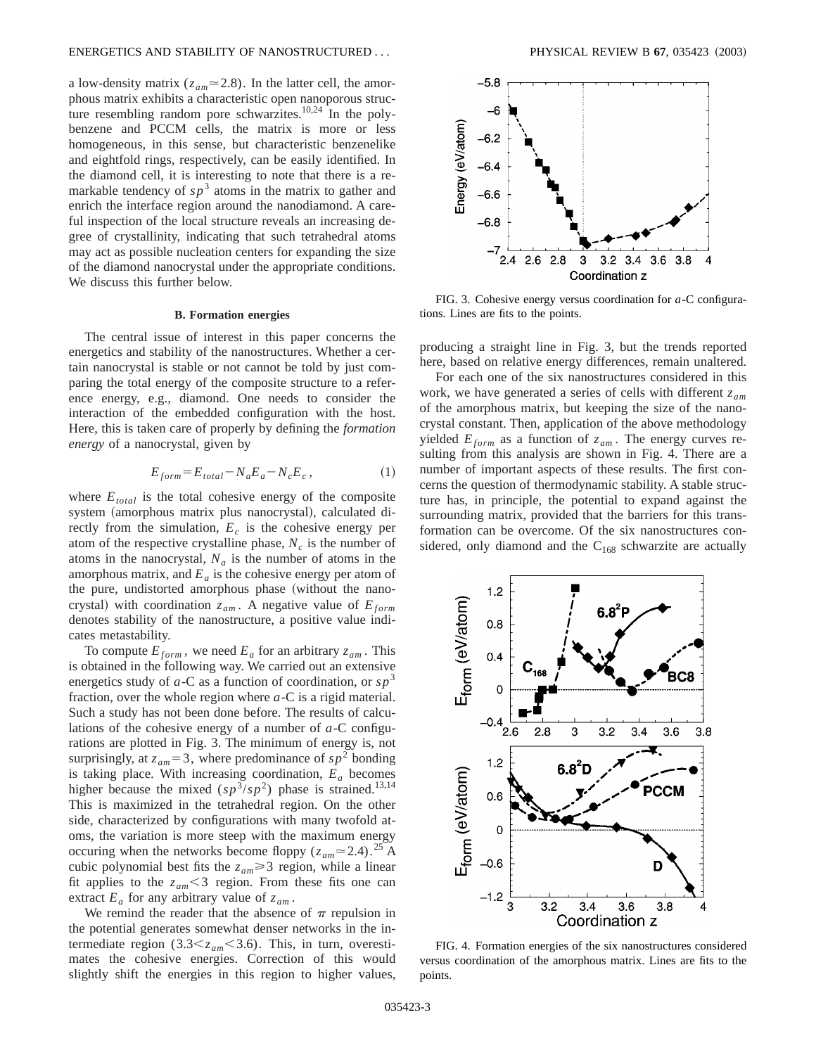a low-density matrix ($z_{am} \simeq 2.8$). In the latter cell, the amorphous matrix exhibits a characteristic open nanoporous structure resembling random pore schwarzites.[10,24] In the polybenzene and PCCM cells, the matrix is more or less homogeneous, in this sense, but characteristic benzenelike and eightfold rings, respectively, can be easily identified. In the diamond cell, it is interesting to note that there is a remarkable tendency of $sp^3$ atoms in the matrix to gather and enrich the interface region around the nanodiamond. A careful inspection of the local structure reveals an increasing degree of crystallinity, indicating that such tetrahedral atoms may act as possible nucleation centers for expanding the size of the diamond nanocrystal under the appropriate conditions. We discuss this further below.

### B. Formation energies

The central issue of interest in this paper concerns the energetics and stability of the nanostructures. Whether a certain nanocrystal is stable or not cannot be told by just comparing the total energy of the composite structure to a reference energy, e.g., diamond. One needs to consider the interaction of the embedded configuration with the host. Here, this is taken care of properly by defining the *formation energy* of a nanocrystal, given by

$$E_{form} = E_{total} - N_a E_a - N_c E_c , \tag{1}$$

where $E_{total}$ is the total cohesive energy of the composite system (amorphous matrix plus nanocrystal), calculated directly from the simulation, $E_c$ is the cohesive energy per atom of the respective crystalline phase, $N_c$ is the number of atoms in the nanocrystal, $N_a$ is the number of atoms in the amorphous matrix, and $E_a$ is the cohesive energy per atom of the pure, undistorted amorphous phase (without the nanocrystal) with coordination $z_{am}$. A negative value of $E_{form}$ denotes stability of the nanostructure, a positive value indicates metastability.

To compute $E_{form}$, we need $E_a$ for an arbitrary $z_{am}$. This is obtained in the following way. We carried out an extensive energetics study of *a*-C as a function of coordination, or $sp^3$ fraction, over the whole region where *a*-C is a rigid material. Such a study has not been done before. The results of calculations of the cohesive energy of a number of *a*-C configurations are plotted in Fig. 3. The minimum of energy is, not surprisingly, at $z_{am} = 3$, where predominance of $sp^2$ bonding is taking place. With increasing coordination, $E_a$ becomes higher because the mixed ($sp^3/sp^2$) phase is strained.[13,14] This is maximized in the tetrahedral region. On the other side, characterized by configurations with many twofold atoms, the variation is more steep with the maximum energy occuring when the networks become floppy ($z_{am} \simeq 2.4$).[25] A cubic polynomial best fits the $z_{am} \geqslant 3$ region, while a linear fit applies to the $z_{am} < 3$ region. From these fits one can extract $E_a$ for any arbitrary value of $z_{am}$.

We remind the reader that the absence of $\pi$ repulsion in the potential generates somewhat denser networks in the intermediate region ($3.3 < z_{am} < 3.6$). This, in turn, overestimates the cohesive energies. Correction of this would slightly shift the energies in this region to higher values, producing a straight line in Fig. 3, but the trends reported here, based on relative energy differences, remain unaltered.

FIG. 3. Cohesive energy versus coordination for *a*-C configurations. Lines are fits to the points.

For each one of the six nanostructures considered in this work, we have generated a series of cells with different $z_{am}$ of the amorphous matrix, but keeping the size of the nanocrystal constant. Then, application of the above methodology yielded $E_{form}$ as a function of $z_{am}$. The energy curves resulting from this analysis are shown in Fig. 4. There are a number of important aspects of these results. The first concerns the question of thermodynamic stability. A stable structure has, in principle, the potential to expand against the surrounding matrix, provided that the barriers for this transformation can be overcome. Of the six nanostructures considered, only diamond and the $C_{168}$ schwarzite are actually

FIG. 4. Formation energies of the six nanostructures considered versus coordination of the amorphous matrix. Lines are fits to the points.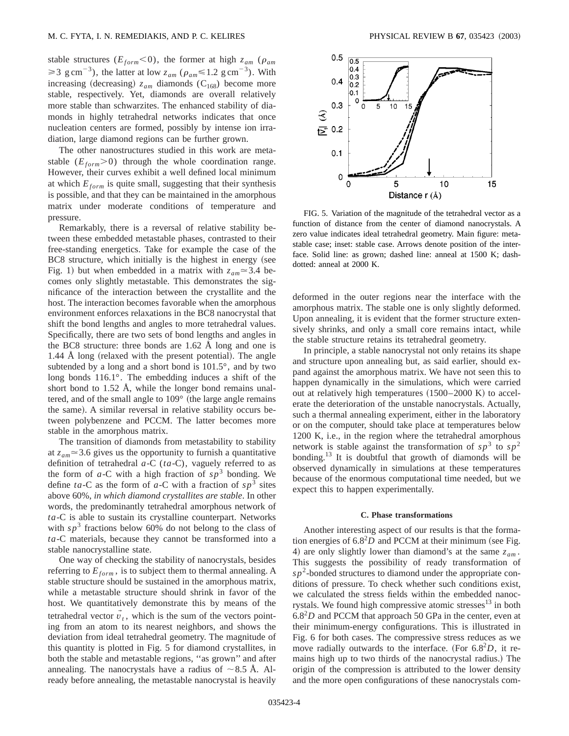stable structures ($E_{form}<0$), the former at high $z_{am}$ ($\rho_{am} \geqslant 3$ g cm$^{-3}$), the latter at low $z_{am}$ ($\rho_{am} \leqslant 1.2$ g cm$^{-3}$). With increasing (decreasing) $z_{am}$ diamonds ($C_{168}$) become more stable, respectively. Yet, diamonds are overall relatively more stable than schwarzites. The enhanced stability of diamonds in highly tetrahedral networks indicates that once nucleation centers are formed, possibly by intense ion irradiation, large diamond regions can be further grown.

The other nanostructures studied in this work are metastable ($E_{form}>0$) through the whole coordination range. However, their curves exhibit a well defined local minimum at which $E_{form}$ is quite small, suggesting that their synthesis is possible, and that they can be maintained in the amorphous matrix under moderate conditions of temperature and pressure.

Remarkably, there is a reversal of relative stability between these embedded metastable phases, contrasted to their free-standing energetics. Take for example the case of the BC8 structure, which initially is the highest in energy (see Fig. 1) but when embedded in a matrix with $z_{am} \simeq 3.4$ becomes only slightly metastable. This demonstrates the significance of the interaction between the crystallite and the host. The interaction becomes favorable when the amorphous environment enforces relaxations in the BC8 nanocrystal that shift the bond lengths and angles to more tetrahedral values. Specifically, there are two sets of bond lengths and angles in the BC8 structure: three bonds are 1.62 Å long and one is 1.44 Å long (relaxed with the present potential). The angle subtended by a long and a short bond is 101.5°, and by two long bonds 116.1°. The embedding induces a shift of the short bond to 1.52 Å, while the longer bond remains unaltered, and of the small angle to 109° (the large angle remains the same). A similar reversal in relative stability occurs between polybenzene and PCCM. The latter becomes more stable in the amorphous matrix.

The transition of diamonds from metastability to stability at $z_{am} \simeq 3.6$ gives us the opportunity to furnish a quantitative definition of tetrahedral *a*-C (*ta*-C), vaguely referred to as the form of *a*-C with a high fraction of $sp^3$ bonding. We define *ta*-C as the form of *a*-C with a fraction of $sp^3$ sites above 60%, *in which diamond crystallites are stable*. In other words, the predominantly tetrahedral amorphous network of *ta*-C is able to sustain its crystalline counterpart. Networks with $sp^3$ fractions below 60% do not belong to the class of *ta*-C materials, because they cannot be transformed into a stable nanocrystalline state.

One way of checking the stability of nanocrystals, besides referring to $E_{form}$, is to subject them to thermal annealing. A stable structure should be sustained in the amorphous matrix, while a metastable structure should shrink in favor of the host. We quantitatively demonstrate this by means of the tetrahedral vector $\vec{v}_t$, which is the sum of the vectors pointing from an atom to its nearest neighbors, and shows the deviation from ideal tetrahedral geometry. The magnitude of this quantity is plotted in Fig. 5 for diamond crystallites, in both the stable and metastable regions, "as grown" and after annealing. The nanocrystals have a radius of ~8.5 Å. Already before annealing, the metastable nanocrystal is heavily deformed in the outer regions near the interface with the amorphous matrix. The stable one is only slightly deformed. Upon annealing, it is evident that the former structure extensively shrinks, and only a small core remains intact, while the stable structure retains its tetrahedral geometry.

FIG. 5. Variation of the magnitude of the tetrahedral vector as a function of distance from the center of diamond nanocrystals. A zero value indicates ideal tetrahedral geometry. Main figure: metastable case; inset: stable case. Arrows denote position of the interface. Solid line: as grown; dashed line: anneal at 1500 K; dash-dotted: anneal at 2000 K.

In principle, a stable nanocrystal not only retains its shape and structure upon annealing but, as said earlier, should expand against the amorphous matrix. We have not seen this to happen dynamically in the simulations, which were carried out at relatively high temperatures (1500–2000 K) to accelerate the deterioration of the unstable nanocrystals. Actually, such a thermal annealing experiment, either in the laboratory or on the computer, should take place at temperatures below 1200 K, i.e., in the region where the tetrahedral amorphous network is stable against the transformation of $sp^3$ to $sp^2$ bonding.[13] It is doubtful that growth of diamonds will be observed dynamically in simulations at these temperatures because of the enormous computational time needed, but we expect this to happen experimentally.

### C. Phase transformations

Another interesting aspect of our results is that the formation energies of $6.8^2D$ and PCCM at their minimum (see Fig. 4) are only slightly lower than diamond's at the same $z_{am}$. This suggests the possibility of ready transformation of $sp^2$-bonded structures to diamond under the appropriate conditions of pressure. To check whether such conditions exist, we calculated the stress fields within the embedded nanocrystals. We found high compressive atomic stresses[13] in both $6.8^2D$ and PCCM that approach 50 GPa in the center, even at their minimum-energy configurations. This is illustrated in Fig. 6 for both cases. The compressive stress reduces as we move radially outwards to the interface. (For $6.8^2D$, it remains high up to two thirds of the nanocrystal radius.) The origin of the compression is attributed to the lower density and the more open configurations of these nanocrystals com-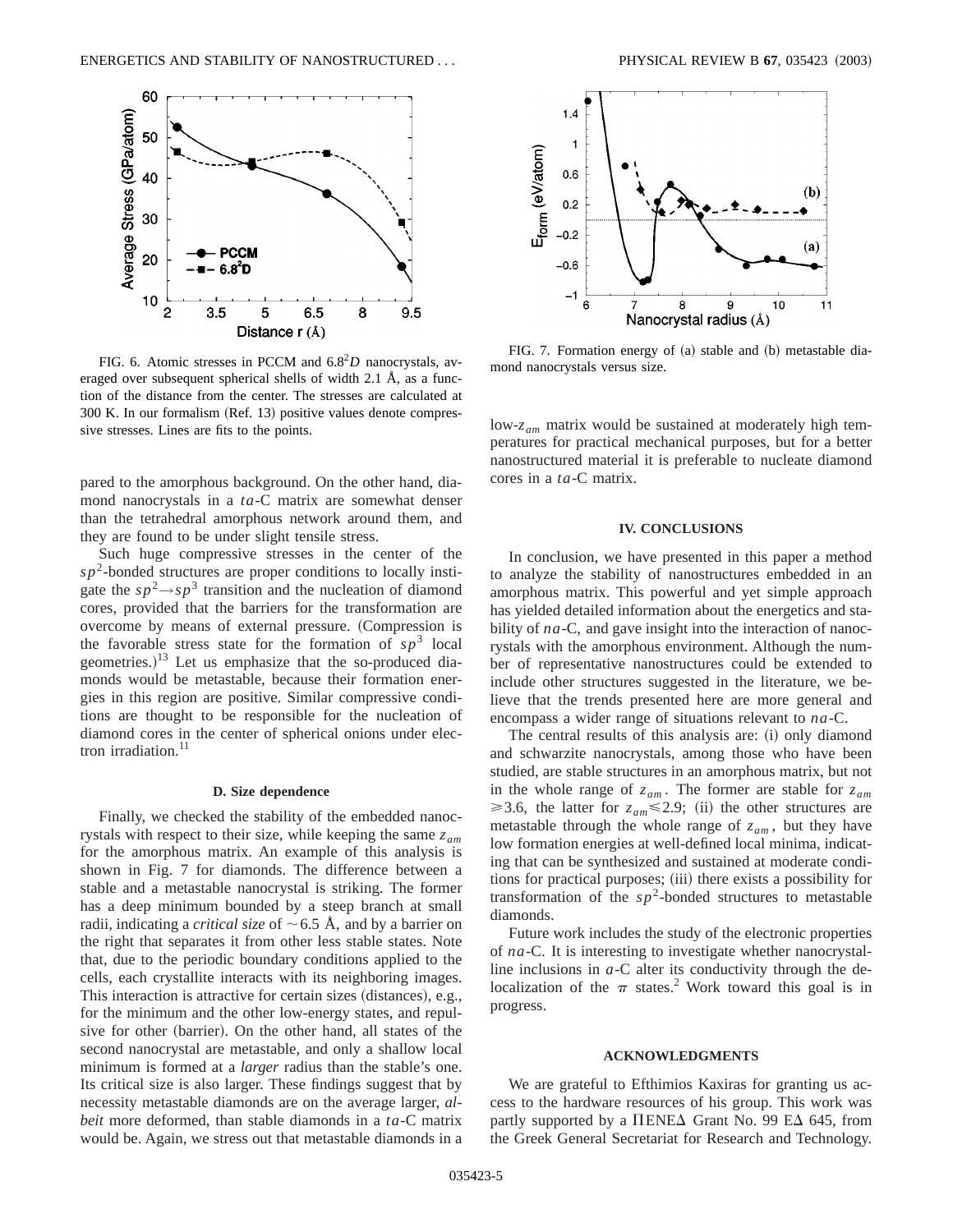FIG. 6. Atomic stresses in PCCM and $6.8^2D$ nanocrystals, averaged over subsequent spherical shells of width 2.1 Å, as a function of the distance from the center. The stresses are calculated at 300 K. In our formalism (Ref. 13) positive values denote compressive stresses. Lines are fits to the points.

pared to the amorphous background. On the other hand, diamond nanocrystals in a *ta*-C matrix are somewhat denser than the tetrahedral amorphous network around them, and they are found to be under slight tensile stress.

Such huge compressive stresses in the center of the $sp^2$-bonded structures are proper conditions to locally instigate the $sp^2 \rightarrow sp^3$ transition and the nucleation of diamond cores, provided that the barriers for the transformation are overcome by means of external pressure. (Compression is the favorable stress state for the formation of $sp^3$ local geometries.)[13] Let us emphasize that the so-produced diamonds would be metastable, because their formation energies in this region are positive. Similar compressive conditions are thought to be responsible for the nucleation of diamond cores in the center of spherical onions under electron irradiation.[11]

### D. Size dependence

Finally, we checked the stability of the embedded nanocrystals with respect to their size, while keeping the same $z_{am}$ for the amorphous matrix. An example of this analysis is shown in Fig. 7 for diamonds. The difference between a stable and a metastable nanocrystal is striking. The former has a deep minimum bounded by a steep branch at small radii, indicating a *critical size* of $\sim 6.5$ Å, and by a barrier on the right that separates it from other less stable states. Note that, due to the periodic boundary conditions applied to the cells, each crystallite interacts with its neighboring images. This interaction is attractive for certain sizes (distances), e.g., for the minimum and the other low-energy states, and repulsive for other (barrier). On the other hand, all states of the second nanocrystal are metastable, and only a shallow local minimum is formed at a *larger* radius than the stable's one. Its critical size is also larger. These findings suggest that by necessity metastable diamonds are on the average larger, *albeit* more deformed, than stable diamonds in a *ta*-C matrix would be. Again, we stress out that metastable diamonds in a low-$z_{am}$ matrix would be sustained at moderately high temperatures for practical mechanical purposes, but for a better nanostructured material it is preferable to nucleate diamond cores in a *ta*-C matrix.

FIG. 7. Formation energy of (a) stable and (b) metastable diamond nanocrystals versus size.

## IV. CONCLUSIONS

In conclusion, we have presented in this paper a method to analyze the stability of nanostructures embedded in an amorphous matrix. This powerful and yet simple approach has yielded detailed information about the energetics and stability of *na*-C, and gave insight into the interaction of nanocrystals with the amorphous environment. Although the number of representative nanostructures could be extended to include other structures suggested in the literature, we believe that the trends presented here are more general and encompass a wider range of situations relevant to *na*-C.

The central results of this analysis are: (i) only diamond and schwarzite nanocrystals, among those who have been studied, are stable structures in an amorphous matrix, but not in the whole range of $z_{am}$. The former are stable for $z_{am} \geqslant 3.6$, the latter for $z_{am} \leqslant 2.9$; (ii) the other structures are metastable through the whole range of $z_{am}$, but they have low formation energies at well-defined local minima, indicating that can be synthesized and sustained at moderate conditions for practical purposes; (iii) there exists a possibility for transformation of the $sp^2$-bonded structures to metastable diamonds.

Future work includes the study of the electronic properties of *na*-C. It is interesting to investigate whether nanocrystalline inclusions in *a*-C alter its conductivity through the delocalization of the $\pi$ states.[2] Work toward this goal is in progress.

## ACKNOWLEDGMENTS

We are grateful to Efthimios Kaxiras for granting us access to the hardware resources of his group. This work was partly supported by a ΠΕΝΕΔ Grant No. 99 ΕΔ 645, from the Greek General Secretariat for Research and Technology.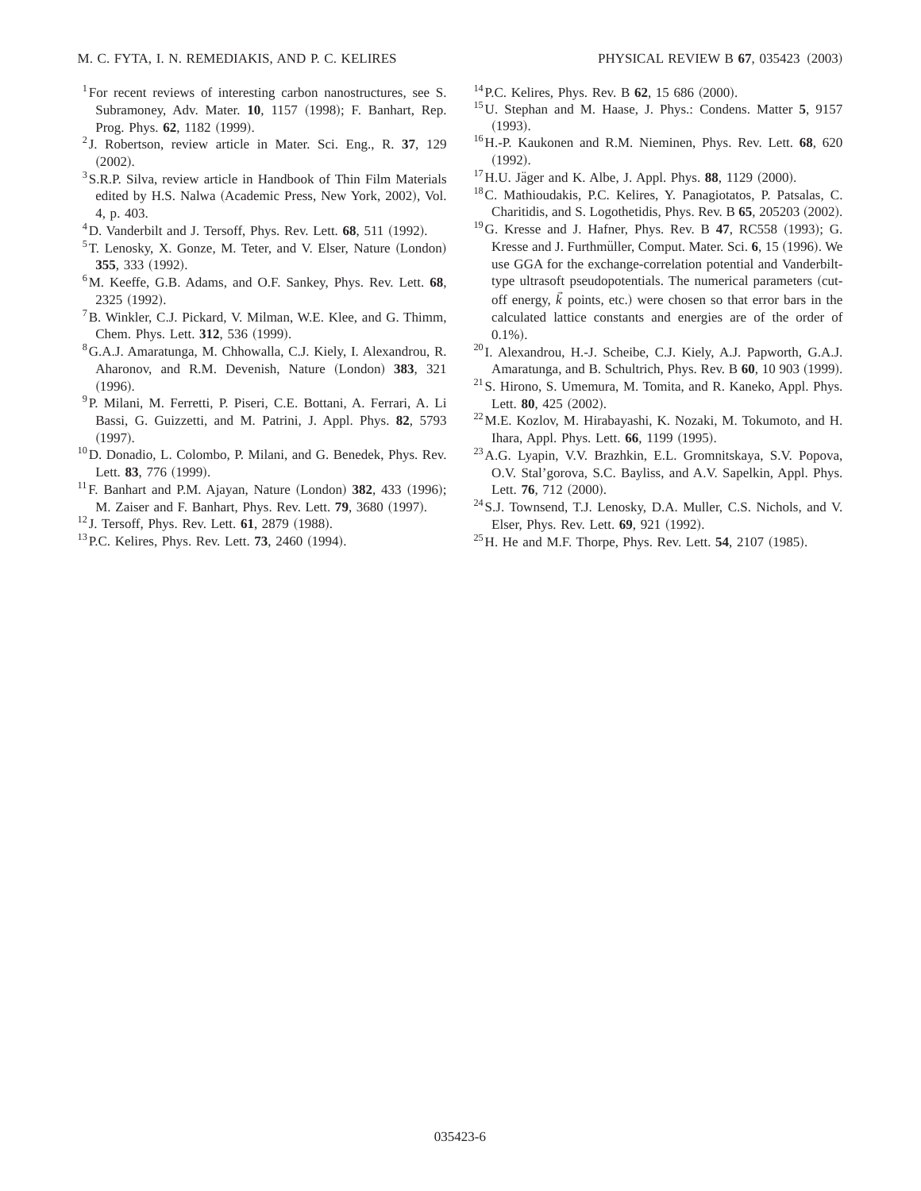[1] For recent reviews of interesting carbon nanostructures, see S. Subramoney, Adv. Mater. **10**, 1157 (1998); F. Banhart, Rep. Prog. Phys. **62**, 1182 (1999).

[2] J. Robertson, review article in Mater. Sci. Eng., R. **37**, 129 (2002).

[3] S.R.P. Silva, review article in Handbook of Thin Film Materials edited by H.S. Nalwa (Academic Press, New York, 2002), Vol. 4, p. 403.

[4] D. Vanderbilt and J. Tersoff, Phys. Rev. Lett. **68**, 511 (1992).

[5] T. Lenosky, X. Gonze, M. Teter, and V. Elser, Nature (London) **355**, 333 (1992).

[6] M. Keeffe, G.B. Adams, and O.F. Sankey, Phys. Rev. Lett. **68**, 2325 (1992).

[7] B. Winkler, C.J. Pickard, V. Milman, W.E. Klee, and G. Thimm, Chem. Phys. Lett. **312**, 536 (1999).

[8] G.A.J. Amaratunga, M. Chhowalla, C.J. Kiely, I. Alexandrou, R. Aharonov, and R.M. Devenish, Nature (London) **383**, 321 (1996).

[9] P. Milani, M. Ferretti, P. Piseri, C.E. Bottani, A. Ferrari, A. Li Bassi, G. Guizzetti, and M. Patrini, J. Appl. Phys. **82**, 5793 (1997).

[10] D. Donadio, L. Colombo, P. Milani, and G. Benedek, Phys. Rev. Lett. **83**, 776 (1999).

[11] F. Banhart and P.M. Ajayan, Nature (London) **382**, 433 (1996); M. Zaiser and F. Banhart, Phys. Rev. Lett. **79**, 3680 (1997).

[12] J. Tersoff, Phys. Rev. Lett. **61**, 2879 (1988).

[13] P.C. Kelires, Phys. Rev. Lett. **73**, 2460 (1994).

[14] P.C. Kelires, Phys. Rev. B **62**, 15 686 (2000).

[15] U. Stephan and M. Haase, J. Phys.: Condens. Matter **5**, 9157 (1993).

[16] H.-P. Kaukonen and R.M. Nieminen, Phys. Rev. Lett. **68**, 620 (1992).

[17] H.U. Jäger and K. Albe, J. Appl. Phys. **88**, 1129 (2000).

[18] C. Mathioudakis, P.C. Kelires, Y. Panagiotatos, P. Patsalas, C. Charitidis, and S. Logothetidis, Phys. Rev. B **65**, 205203 (2002).

[19] G. Kresse and J. Hafner, Phys. Rev. B **47**, RC558 (1993); G. Kresse and J. Furthmüller, Comput. Mater. Sci. **6**, 15 (1996). We use GGA for the exchange-correlation potential and Vanderbilt-type ultrasoft pseudopotentials. The numerical parameters (cutoff energy, $\vec{k}$ points, etc.) were chosen so that error bars in the calculated lattice constants and energies are of the order of 0.1%).

[20] I. Alexandrou, H.-J. Scheibe, C.J. Kiely, A.J. Papworth, G.A.J. Amaratunga, and B. Schultrich, Phys. Rev. B **60**, 10 903 (1999).

[21] S. Hirono, S. Umemura, M. Tomita, and R. Kaneko, Appl. Phys. Lett. **80**, 425 (2002).

[22] M.E. Kozlov, M. Hirabayashi, K. Nozaki, M. Tokumoto, and H. Ihara, Appl. Phys. Lett. **66**, 1199 (1995).

[23] A.G. Lyapin, V.V. Brazhkin, E.L. Gromnitskaya, S.V. Popova, O.V. Stal'gorova, S.C. Bayliss, and A.V. Sapelkin, Appl. Phys. Lett. **76**, 712 (2000).

[24] S.J. Townsend, T.J. Lenosky, D.A. Muller, C.S. Nichols, and V. Elser, Phys. Rev. Lett. **69**, 921 (1992).

[25] H. He and M.F. Thorpe, Phys. Rev. Lett. **54**, 2107 (1985).